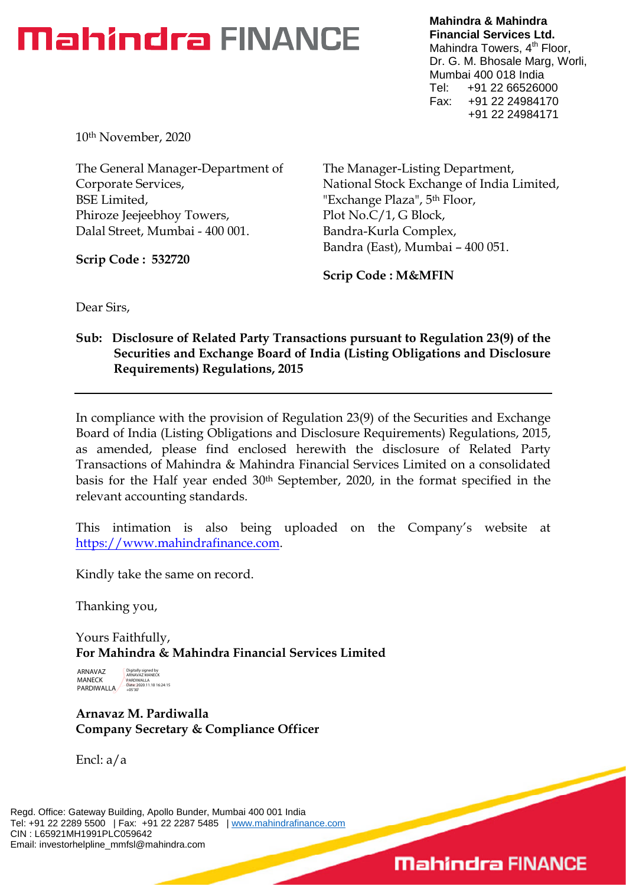# Mahindra FINANCE

**Mahindra & Mahindra Financial Services Ltd.**
Mahindra Towers, 4th Floor,
Dr. G. M. Bhosale Marg, Worli,
Mumbai 400 018 India
Tel: +91 22 66526000
Fax: +91 22 24984170
+91 22 24984171

10th November, 2020

The General Manager-Department of Corporate Services,
BSE Limited,
Phiroze Jeejeebhoy Towers,
Dalal Street, Mumbai - 400 001.

**Scrip Code : 532720**

The Manager-Listing Department,
National Stock Exchange of India Limited,
"Exchange Plaza", 5th Floor,
Plot No.C/1, G Block,
Bandra-Kurla Complex,
Bandra (East), Mumbai – 400 051.

**Scrip Code : M&MFIN**

Dear Sirs,

**Sub: Disclosure of Related Party Transactions pursuant to Regulation 23(9) of the Securities and Exchange Board of India (Listing Obligations and Disclosure Requirements) Regulations, 2015**

---

In compliance with the provision of Regulation 23(9) of the Securities and Exchange Board of India (Listing Obligations and Disclosure Requirements) Regulations, 2015, as amended, please find enclosed herewith the disclosure of Related Party Transactions of Mahindra & Mahindra Financial Services Limited on a consolidated basis for the Half year ended 30th September, 2020, in the format specified in the relevant accounting standards.

This intimation is also being uploaded on the Company's website at https://www.mahindrafinance.com.

Kindly take the same on record.

Thanking you,

Yours Faithfully,
**For Mahindra & Mahindra Financial Services Limited**

ARNAVAZ MANECK PARDIWALLA
Digitally signed by ARNAVAZ MANECK PARDIWALLA
Date: 2020.11.10 16:24:15 +05'30'

**Arnavaz M. Pardiwalla**
**Company Secretary & Compliance Officer**

Encl: a/a

Regd. Office: Gateway Building, Apollo Bunder, Mumbai 400 001 India
Tel: +91 22 2289 5500 | Fax: +91 22 2287 5485 | www.mahindrafinance.com
CIN : L65921MH1991PLC059642
Email: investorhelpline_mmfsl@mahindra.com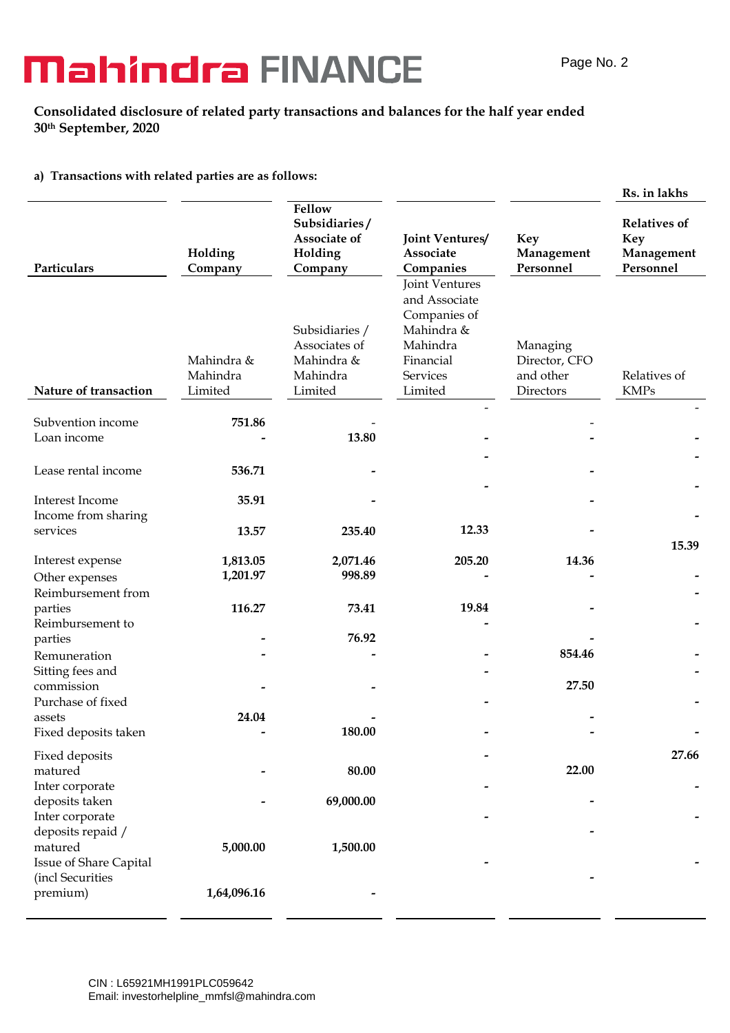## Consolidated disclosure of related party transactions and balances for the half year ended 30th September, 2020

**a) Transactions with related parties are as follows:**

**Rs. in lakhs**

| **Particulars** | **Holding Company** | **Fellow Subsidiaries / Associate of Holding Company** | **Joint Ventures/ Associate Companies** | **Key Management Personnel** | **Relatives of Key Management Personnel** |
|---|---|---|---|---|---|
| **Nature of transaction** | Mahindra & Mahindra Limited | Subsidiaries / Associates of Mahindra & Mahindra Limited | Joint Ventures and Associate Companies of Mahindra & Mahindra Financial Services Limited | Managing Director, CFO and other Directors | Relatives of KMPs |
| Subvention income | **751.86** | - | - | - | - |
| Loan income | **-** | **13.80** | **-** | **-** | **-** |
| Lease rental income | **536.71** | **-** | **-** | **-** | **-** |
| Interest Income | **35.91** | **-** | **-** | **-** | **-** |
| Income from sharing services | **13.57** | **235.40** | **12.33** | **-** | **-** |
| Interest expense | **1,813.05** | **2,071.46** | **205.20** | **14.36** | **15.39** |
| Other expenses | **1,201.97** | **998.89** | **-** | **-** | **-** |
| Reimbursement from parties | **116.27** | **73.41** | **19.84** | **-** | **-** |
| Reimbursement to parties | **-** | **76.92** | **-** | **-** | **-** |
| Remuneration | **-** | **-** | **-** | **854.46** | **-** |
| Sitting fees and commission | **-** | **-** | **-** | **27.50** | **-** |
| Purchase of fixed assets | **24.04** | **-** | **-** | **-** | **-** |
| Fixed deposits taken | **-** | **180.00** | **-** | **-** | **-** |
| Fixed deposits matured | **-** | **80.00** | **-** | **22.00** | **27.66** |
| Inter corporate deposits taken | **-** | **69,000.00** | **-** | **-** | **-** |
| Inter corporate deposits repaid / matured | **5,000.00** | **1,500.00** | **-** | **-** | **-** |
| Issue of Share Capital (incl Securities premium) | **1,64,096.16** | **-** | **-** | **-** | **-** |

CIN : L65921MH1991PLC059642
Email: investorhelpline_mmfsl@mahindra.com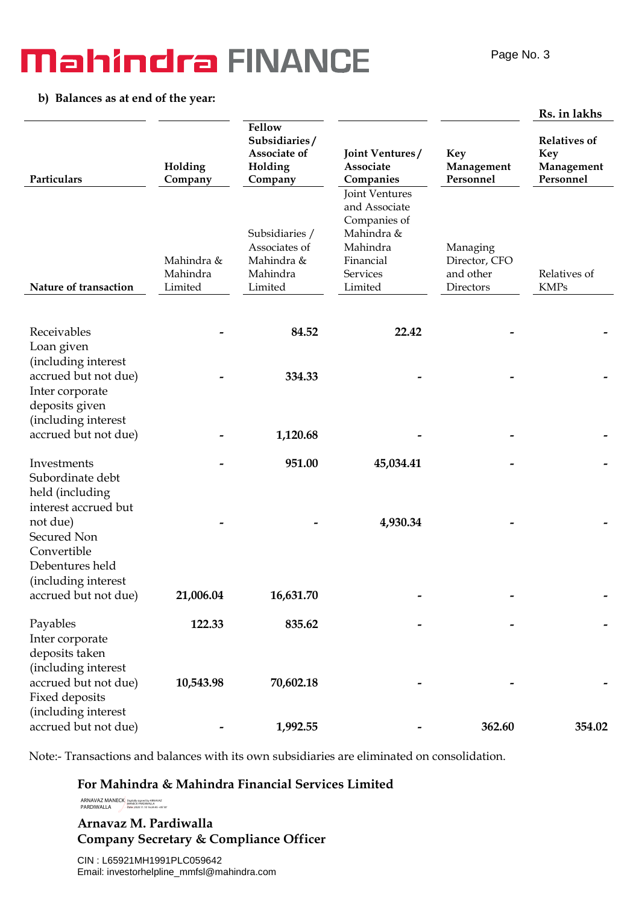**b) Balances as at end of the year:**

Rs. in lakhs

| Particulars | Holding Company | Fellow Subsidiaries / Associate of Holding Company | Joint Ventures / Associate Companies | Key Management Personnel | Relatives of Key Management Personnel |
|---|---|---|---|---|---|
| **Nature of transaction** | Mahindra & Mahindra Limited | Subsidiaries / Associates of Mahindra & Mahindra Limited | Joint Ventures and Associate Companies of Mahindra & Mahindra Financial Services Limited | Managing Director, CFO and other Directors | Relatives of KMPs |
| Receivables | - | **84.52** | **22.42** | - | - |
| Loan given (including interest accrued but not due) | - | **334.33** | - | - | - |
| Inter corporate deposits given (including interest accrued but not due) | - | **1,120.68** | - | - | - |
| Investments | - | **951.00** | **45,034.41** | - | - |
| Subordinate debt held (including interest accrued but not due) | - | - | **4,930.34** | - | - |
| Secured Non Convertible Debentures held (including interest accrued but not due) | **21,006.04** | **16,631.70** | - | - | - |
| Payables | **122.33** | **835.62** | - | - | - |
| Inter corporate deposits taken (including interest accrued but not due) | **10,543.98** | **70,602.18** | - | - | - |
| Fixed deposits (including interest accrued but not due) | - | **1,992.55** | - | **362.60** | **354.02** |

Note:- Transactions and balances with its own subsidiaries are eliminated on consolidation.

**For Mahindra & Mahindra Financial Services Limited**

ARNAVAZ MANECK PARDIWALLA

**Arnavaz M. Pardiwalla**
**Company Secretary & Compliance Officer**

CIN : L65921MH1991PLC059642
Email: investorhelpline_mmfsl@mahindra.com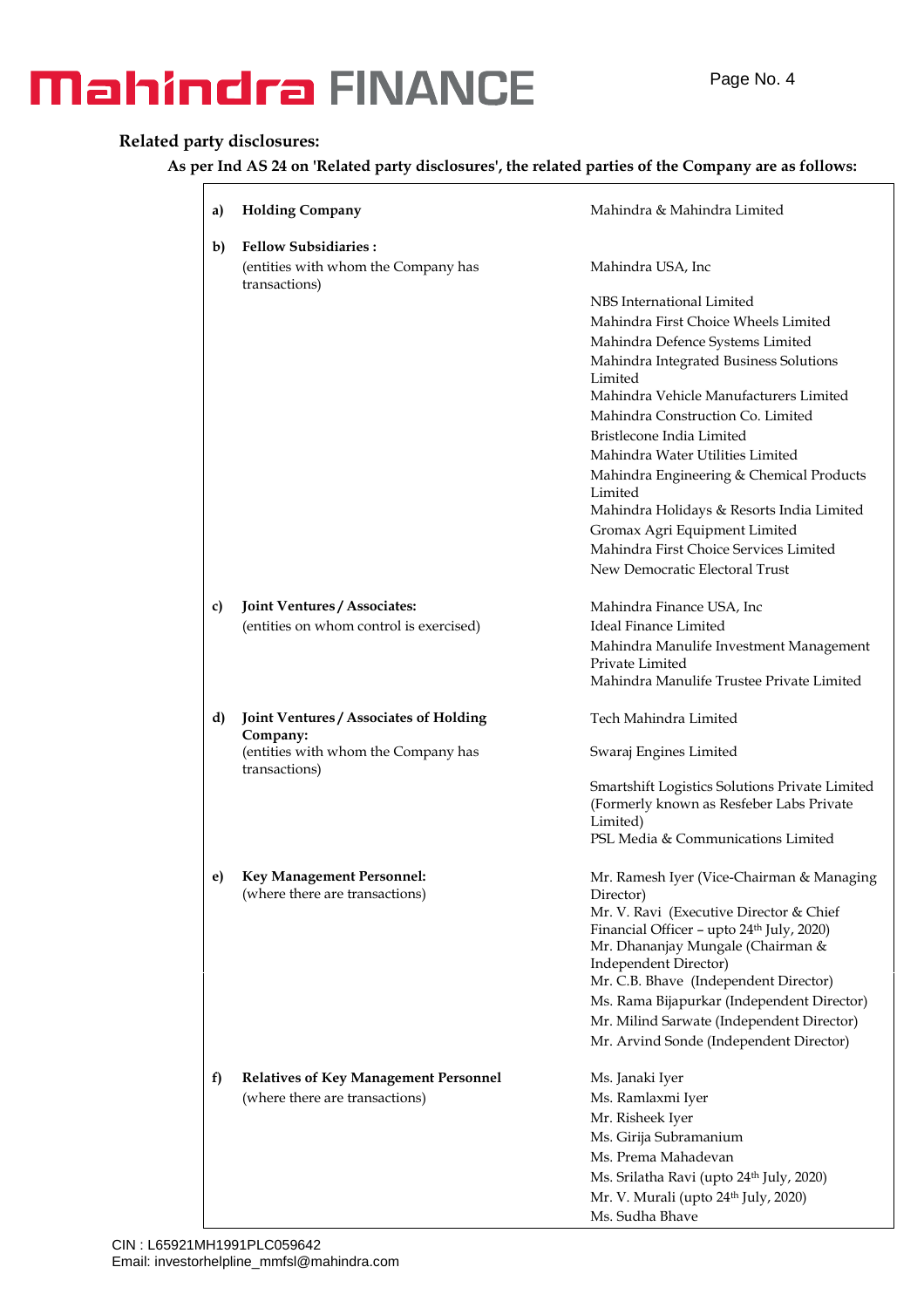**Related party disclosures:**

**As per Ind AS 24 on 'Related party disclosures', the related parties of the Company are as follows:**

| | | |
|---|---|---|
| a) | **Holding Company** | Mahindra & Mahindra Limited |
| b) | **Fellow Subsidiaries :** (entities with whom the Company has transactions) | Mahindra USA, Inc |
| | | NBS International Limited |
| | | Mahindra First Choice Wheels Limited |
| | | Mahindra Defence Systems Limited |
| | | Mahindra Integrated Business Solutions Limited |
| | | Mahindra Vehicle Manufacturers Limited |
| | | Mahindra Construction Co. Limited |
| | | Bristlecone India Limited |
| | | Mahindra Water Utilities Limited |
| | | Mahindra Engineering & Chemical Products Limited |
| | | Mahindra Holidays & Resorts India Limited |
| | | Gromax Agri Equipment Limited |
| | | Mahindra First Choice Services Limited |
| | | New Democratic Electoral Trust |
| c) | **Joint Ventures / Associates:** (entities on whom control is exercised) | Mahindra Finance USA, Inc |
| | | Ideal Finance Limited |
| | | Mahindra Manulife Investment Management Private Limited |
| | | Mahindra Manulife Trustee Private Limited |
| d) | **Joint Ventures / Associates of Holding Company:** (entities with whom the Company has transactions) | Tech Mahindra Limited |
| | | Swaraj Engines Limited |
| | | Smartshift Logistics Solutions Private Limited (Formerly known as Resfeber Labs Private Limited) |
| | | PSL Media & Communications Limited |
| e) | **Key Management Personnel:** (where there are transactions) | Mr. Ramesh Iyer (Vice-Chairman & Managing Director) |
| | | Mr. V. Ravi (Executive Director & Chief Financial Officer – upto 24th July, 2020) |
| | | Mr. Dhananjay Mungale (Chairman & Independent Director) |
| | | Mr. C.B. Bhave (Independent Director) |
| | | Ms. Rama Bijapurkar (Independent Director) |
| | | Mr. Milind Sarwate (Independent Director) |
| | | Mr. Arvind Sonde (Independent Director) |
| f) | **Relatives of Key Management Personnel** (where there are transactions) | Ms. Janaki Iyer |
| | | Ms. Ramlaxmi Iyer |
| | | Mr. Risheek Iyer |
| | | Ms. Girija Subramanium |
| | | Ms. Prema Mahadevan |
| | | Ms. Srilatha Ravi (upto 24th July, 2020) |
| | | Mr. V. Murali (upto 24th July, 2020) |
| | | Ms. Sudha Bhave |

CIN : L65921MH1991PLC059642
Email: investorhelpline_mmfsl@mahindra.com